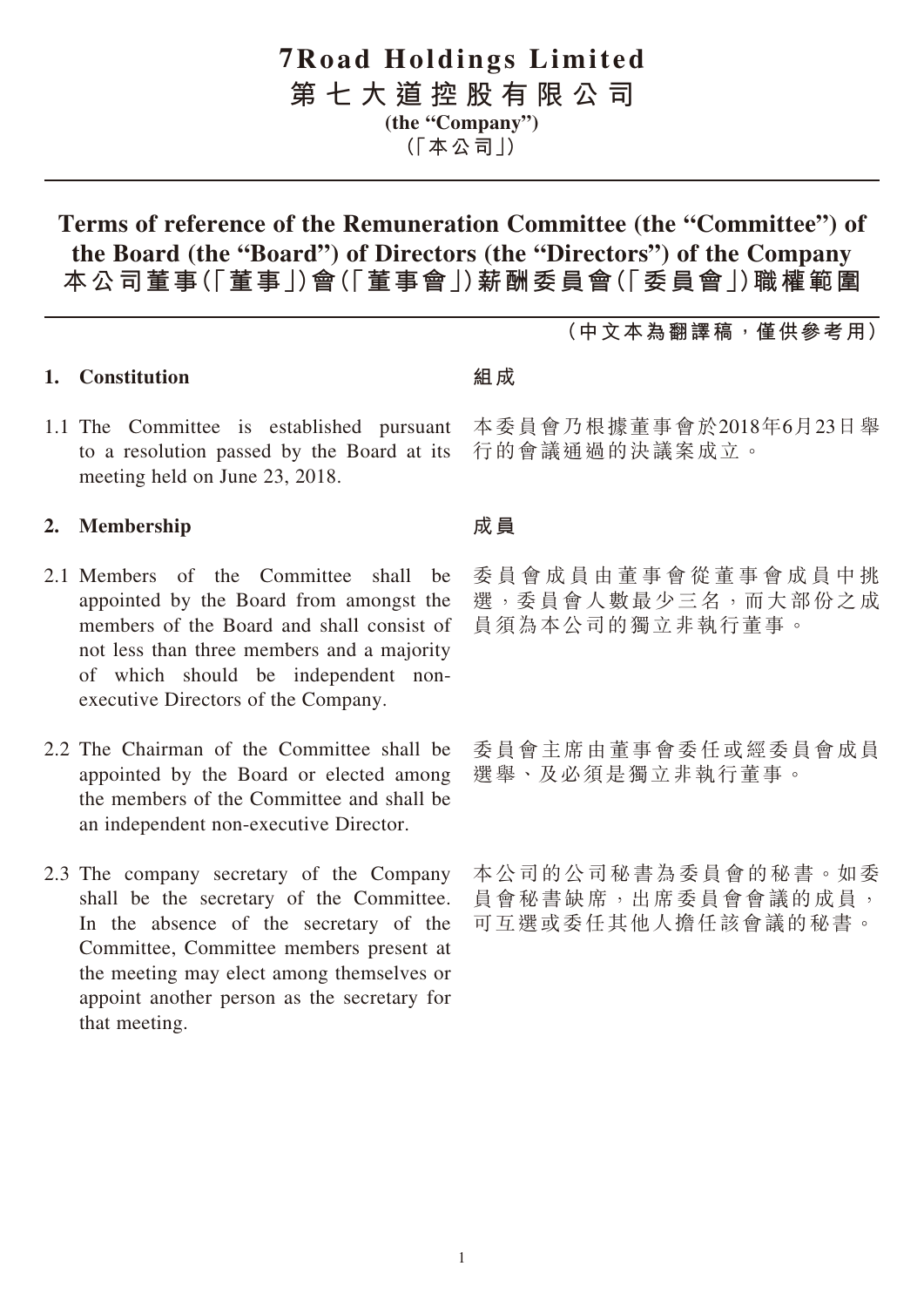# 7Road Holdings Limited
# 第七大道控股有限公司
**(the "Company")**
**（「本公司」）**

## Terms of reference of the Remuneration Committee (the "Committee") of the Board (the "Board") of Directors (the "Directors") of the Company
## 本公司董事（「董事」）會（「董事會」）薪酬委員會（「委員會」）職權範圍

**（中文本為翻譯稿，僅供參考用）**

### 1. Constitution

### 組成

1.1 The Committee is established pursuant to a resolution passed by the Board at its meeting held on June 23, 2018.

本委員會乃根據董事會於2018年6月23日舉行的會議通過的決議案成立。

### 2. Membership

### 成員

2.1 Members of the Committee shall be appointed by the Board from amongst the members of the Board and shall consist of not less than three members and a majority of which should be independent non-executive Directors of the Company.

委員會成員由董事會從董事會成員中挑選，委員會人數最少三名，而大部份之成員須為本公司的獨立非執行董事。

2.2 The Chairman of the Committee shall be appointed by the Board or elected among the members of the Committee and shall be an independent non-executive Director.

委員會主席由董事會委任或經委員會成員選舉、及必須是獨立非執行董事。

2.3 The company secretary of the Company shall be the secretary of the Committee. In the absence of the secretary of the Committee, Committee members present at the meeting may elect among themselves or appoint another person as the secretary for that meeting.

本公司的公司秘書為委員會的秘書。如委員會秘書缺席，出席委員會會議的成員，可互選或委任其他人擔任該會議的秘書。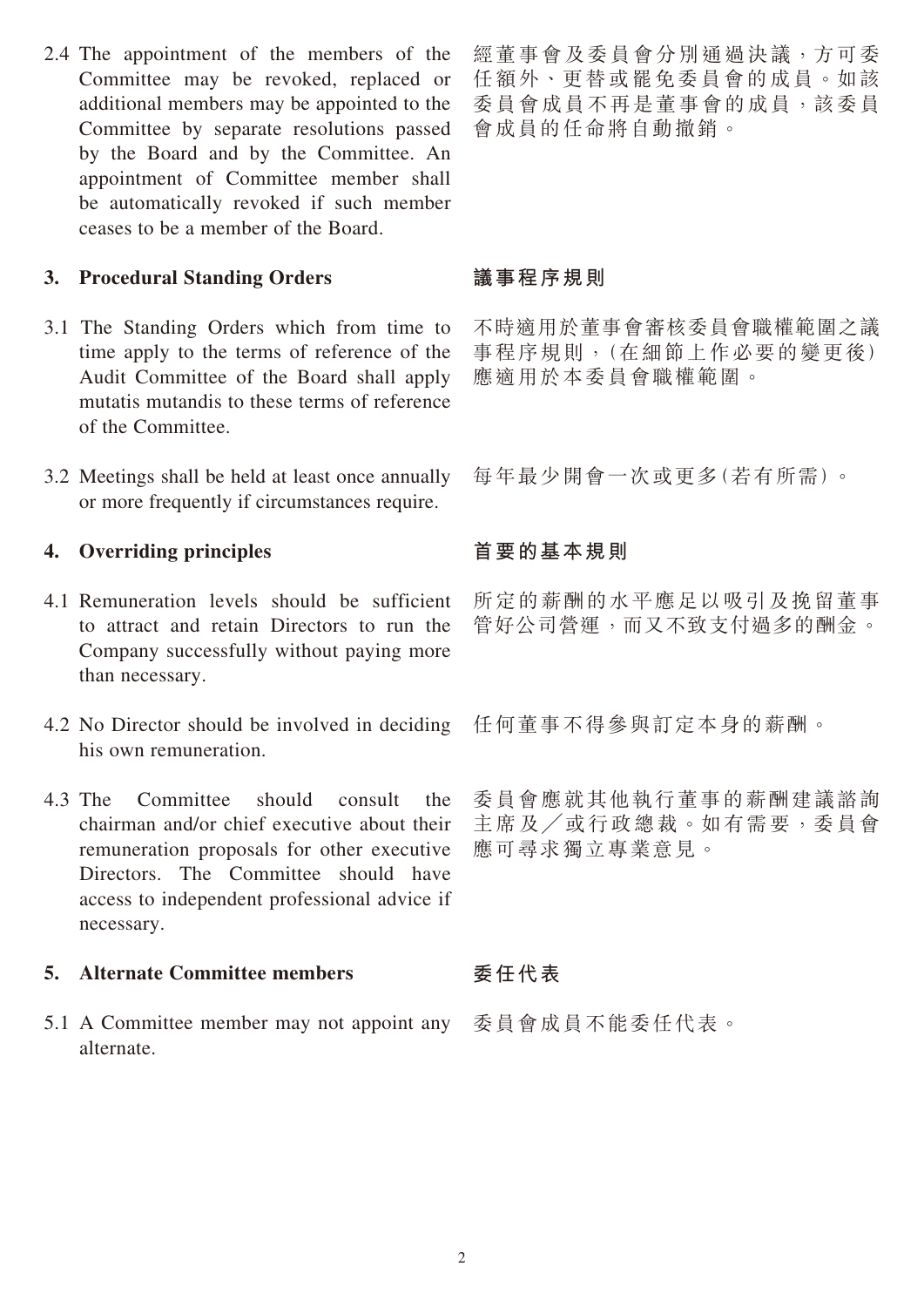2.4 The appointment of the members of the Committee may be revoked, replaced or additional members may be appointed to the Committee by separate resolutions passed by the Board and by the Committee. An appointment of Committee member shall be automatically revoked if such member ceases to be a member of the Board.

經董事會及委員會分別通過決議，方可委任額外、更替或罷免委員會的成員。如該委員會成員不再是董事會的成員，該委員會成員的任命將自動撤銷。

## 3. Procedural Standing Orders

## 議事程序規則

3.1 The Standing Orders which from time to time apply to the terms of reference of the Audit Committee of the Board shall apply mutatis mutandis to these terms of reference of the Committee.

不時適用於董事會審核委員會職權範圍之議事程序規則，(在細節上作必要的變更後)應適用於本委員會職權範圍。

3.2 Meetings shall be held at least once annually or more frequently if circumstances require.

每年最少開會一次或更多(若有所需)。

## 4. Overriding principles

## 首要的基本規則

4.1 Remuneration levels should be sufficient to attract and retain Directors to run the Company successfully without paying more than necessary.

所定的薪酬的水平應足以吸引及挽留董事管好公司營運，而又不致支付過多的酬金。

4.2 No Director should be involved in deciding his own remuneration.

任何董事不得參與訂定本身的薪酬。

4.3 The Committee should consult the chairman and/or chief executive about their remuneration proposals for other executive Directors. The Committee should have access to independent professional advice if necessary.

委員會應就其他執行董事的薪酬建議諮詢主席及／或行政總裁。如有需要，委員會應可尋求獨立專業意見。

## 5. Alternate Committee members

## 委任代表

5.1 A Committee member may not appoint any alternate.

委員會成員不能委任代表。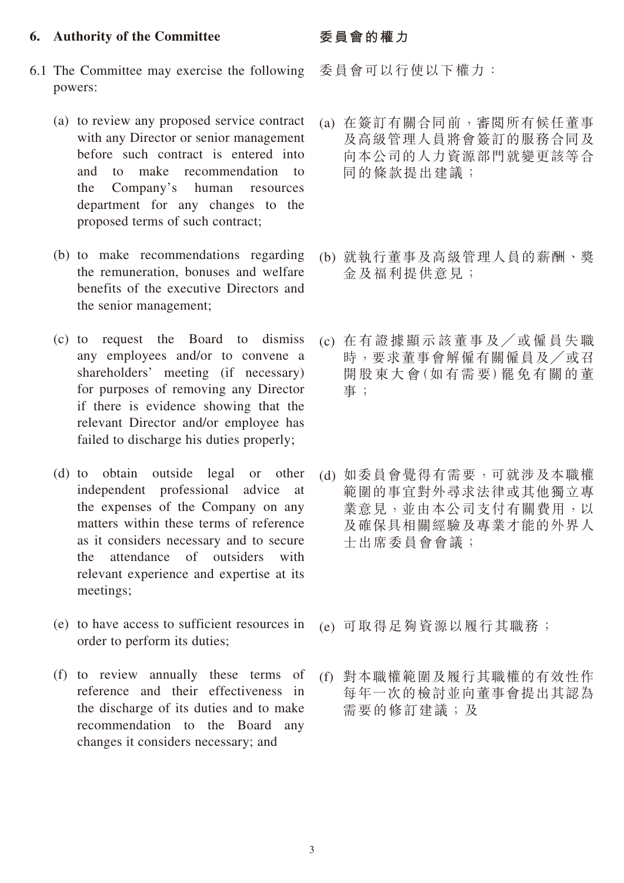## 6. Authority of the Committee

## 委員會的權力

6.1 The Committee may exercise the following powers:

委員會可以行使以下權力：

(a) to review any proposed service contract with any Director or senior management before such contract is entered into and to make recommendation to the Company's human resources department for any changes to the proposed terms of such contract;

(a) 在簽訂有關合同前，審閱所有候任董事及高級管理人員將會簽訂的服務合同及向本公司的人力資源部門就變更該等合同的條款提出建議；

(b) to make recommendations regarding the remuneration, bonuses and welfare benefits of the executive Directors and the senior management;

(b) 就執行董事及高級管理人員的薪酬、獎金及福利提供意見；

(c) to request the Board to dismiss any employees and/or to convene a shareholders' meeting (if necessary) for purposes of removing any Director if there is evidence showing that the relevant Director and/or employee has failed to discharge his duties properly;

(c) 在有證據顯示該董事及／或僱員失職時，要求董事會解僱有關僱員及／或召開股東大會(如有需要)罷免有關的董事；

(d) to obtain outside legal or other independent professional advice at the expenses of the Company on any matters within these terms of reference as it considers necessary and to secure the attendance of outsiders with relevant experience and expertise at its meetings;

(d) 如委員會覺得有需要，可就涉及本職權範圍的事宜對外尋求法律或其他獨立專業意見，並由本公司支付有關費用，以及確保具相關經驗及專業才能的外界人士出席委員會會議；

(e) to have access to sufficient resources in order to perform its duties;

(e) 可取得足夠資源以履行其職務；

(f) to review annually these terms of reference and their effectiveness in the discharge of its duties and to make recommendation to the Board any changes it considers necessary; and

(f) 對本職權範圍及履行其職權的有效性作每年一次的檢討並向董事會提出其認為需要的修訂建議；及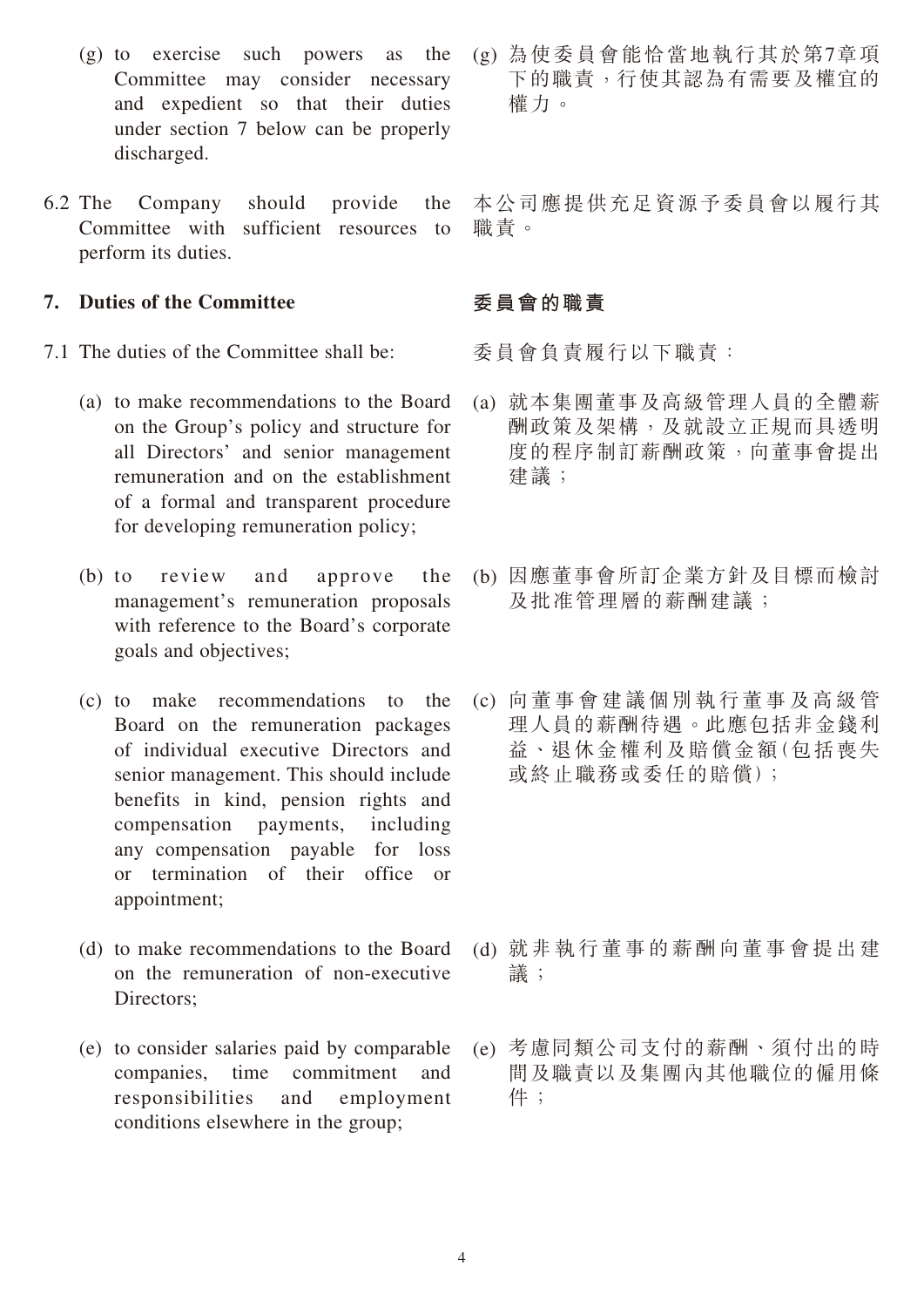(g) to exercise such powers as the Committee may consider necessary and expedient so that their duties under section 7 below can be properly discharged.

(g) 為使委員會能恰當地執行其於第7章項下的職責，行使其認為有需要及權宜的權力。

6.2 The Company should provide the Committee with sufficient resources to perform its duties.

本公司應提供充足資源予委員會以履行其職責。

## 7. Duties of the Committee

## 委員會的職責

7.1 The duties of the Committee shall be:

委員會負責履行以下職責：

(a) to make recommendations to the Board on the Group's policy and structure for all Directors' and senior management remuneration and on the establishment of a formal and transparent procedure for developing remuneration policy;

(a) 就本集團董事及高級管理人員的全體薪酬政策及架構，及就設立正規而具透明度的程序制訂薪酬政策，向董事會提出建議；

(b) to review and approve the management's remuneration proposals with reference to the Board's corporate goals and objectives;

(b) 因應董事會所訂企業方針及目標而檢討及批准管理層的薪酬建議；

(c) to make recommendations to the Board on the remuneration packages of individual executive Directors and senior management. This should include benefits in kind, pension rights and compensation payments, including any compensation payable for loss or termination of their office or appointment;

(c) 向董事會建議個別執行董事及高級管理人員的薪酬待遇。此應包括非金錢利益、退休金權利及賠償金額(包括喪失或終止職務或委任的賠償)；

(d) to make recommendations to the Board on the remuneration of non-executive Directors;

(d) 就非執行董事的薪酬向董事會提出建議；

(e) to consider salaries paid by comparable companies, time commitment and responsibilities and employment conditions elsewhere in the group;

(e) 考慮同類公司支付的薪酬、須付出的時間及職責以及集團內其他職位的僱用條件；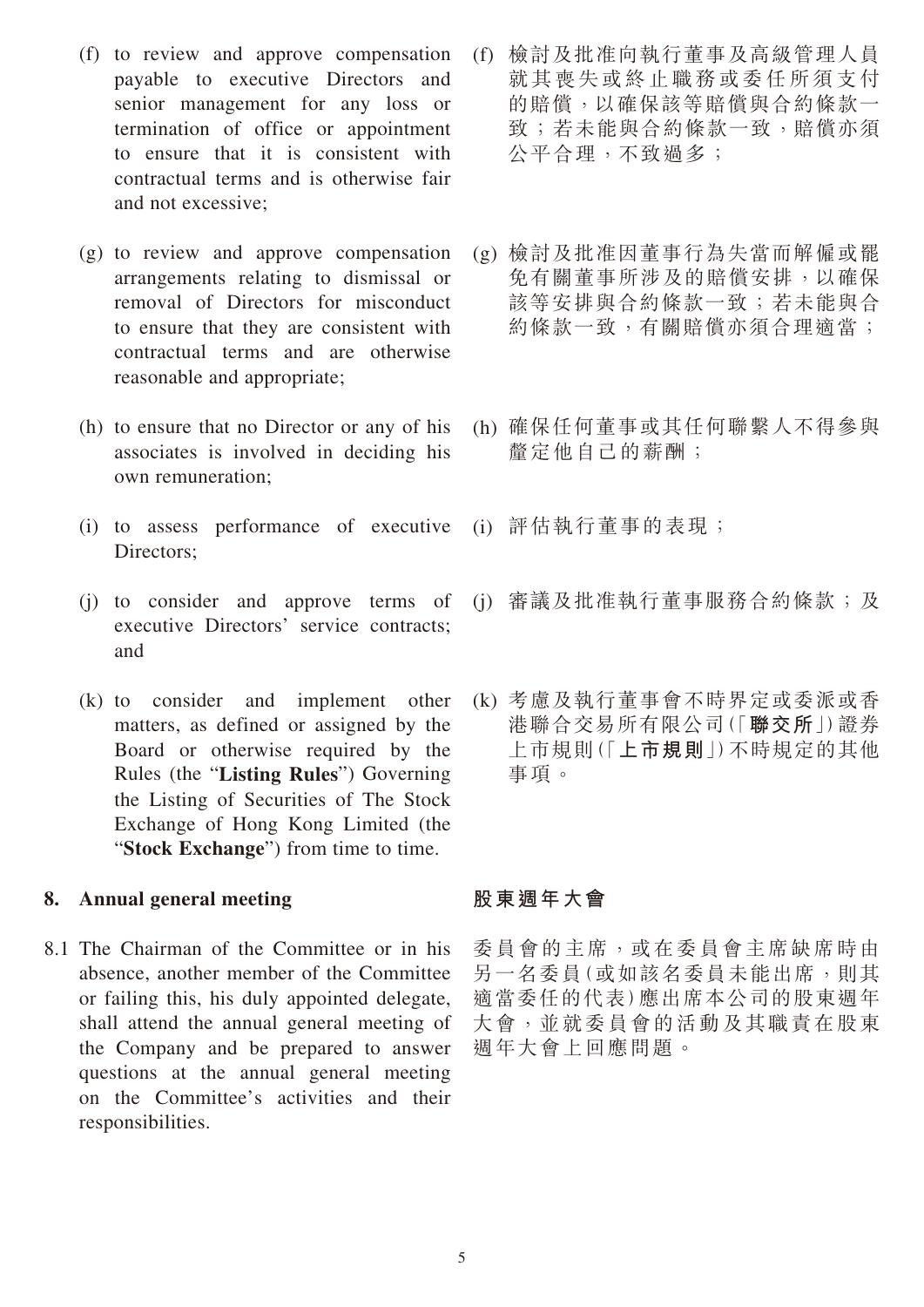(f) to review and approve compensation payable to executive Directors and senior management for any loss or termination of office or appointment to ensure that it is consistent with contractual terms and is otherwise fair and not excessive;

(g) to review and approve compensation arrangements relating to dismissal or removal of Directors for misconduct to ensure that they are consistent with contractual terms and are otherwise reasonable and appropriate;

(h) to ensure that no Director or any of his associates is involved in deciding his own remuneration;

(i) to assess performance of executive Directors;

(j) to consider and approve terms of executive Directors' service contracts; and

(k) to consider and implement other matters, as defined or assigned by the Board or otherwise required by the Rules (the "**Listing Rules**") Governing the Listing of Securities of The Stock Exchange of Hong Kong Limited (the "**Stock Exchange**") from time to time.

(f) 檢討及批准向執行董事及高級管理人員就其喪失或終止職務或委任所須支付的賠償，以確保該等賠償與合約條款一致；若未能與合約條款一致，賠償亦須公平合理，不致過多；

(g) 檢討及批准因董事行為失當而解僱或罷免有關董事所涉及的賠償安排，以確保該等安排與合約條款一致；若未能與合約條款一致，有關賠償亦須合理適當；

(h) 確保任何董事或其任何聯繫人不得參與釐定他自己的薪酬；

(i) 評估執行董事的表現；

(j) 審議及批准執行董事服務合約條款；及

(k) 考慮及執行董事會不時界定或委派或香港聯合交易所有限公司(「**聯交所**」)證券上市規則(「**上市規則**」)不時規定的其他事項。

## 8. Annual general meeting

8.1 The Chairman of the Committee or in his absence, another member of the Committee or failing this, his duly appointed delegate, shall attend the annual general meeting of the Company and be prepared to answer questions at the annual general meeting on the Committee's activities and their responsibilities.

## 股東週年大會

委員會的主席，或在委員會主席缺席時由另一名委員(或如該名委員未能出席，則其適當委任的代表)應出席本公司的股東週年大會，並就委員會的活動及其職責在股東週年大會上回應問題。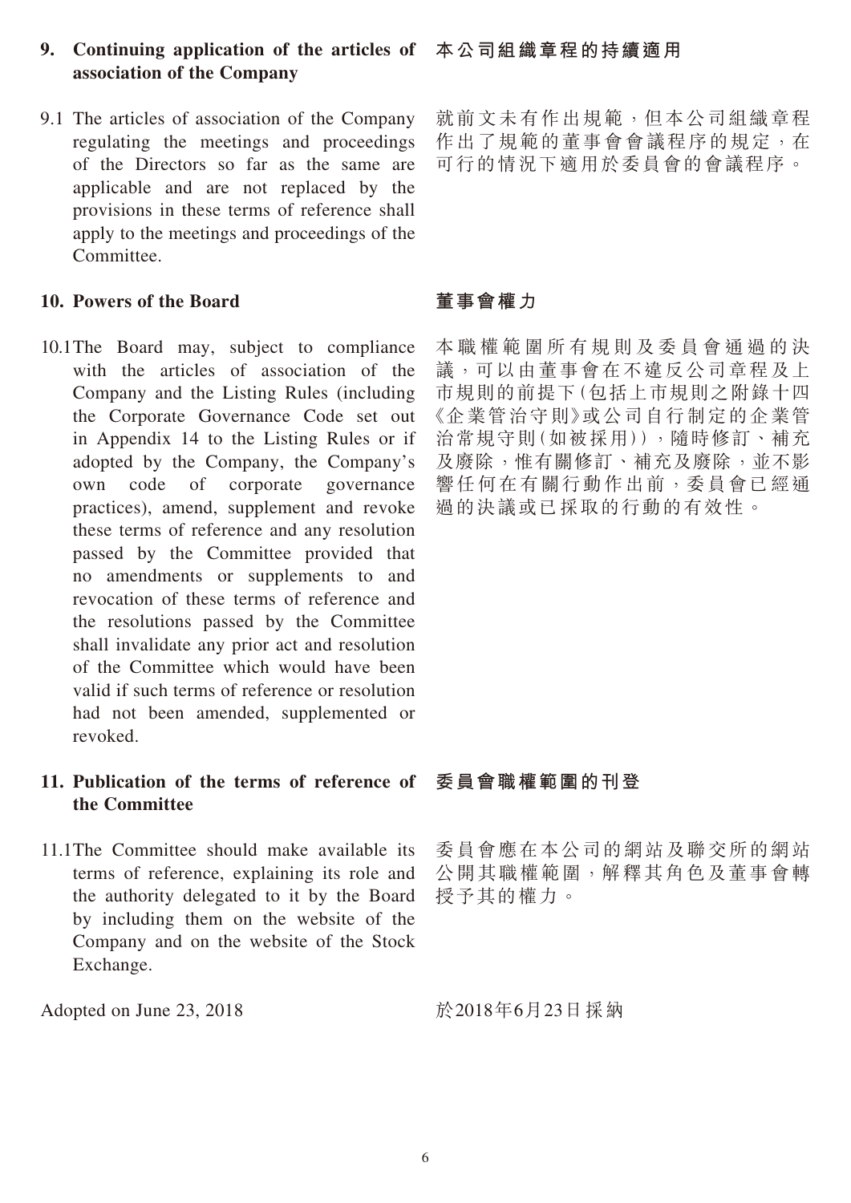## 9. Continuing application of the articles of association of the Company

## 本公司組織章程的持續適用

9.1 The articles of association of the Company regulating the meetings and proceedings of the Directors so far as the same are applicable and are not replaced by the provisions in these terms of reference shall apply to the meetings and proceedings of the Committee.

就前文未有作出規範，但本公司組織章程作出了規範的董事會會議程序的規定，在可行的情況下適用於委員會的會議程序。

## 10. Powers of the Board

## 董事會權力

10.1 The Board may, subject to compliance with the articles of association of the Company and the Listing Rules (including the Corporate Governance Code set out in Appendix 14 to the Listing Rules or if adopted by the Company, the Company's own code of corporate governance practices), amend, supplement and revoke these terms of reference and any resolution passed by the Committee provided that no amendments or supplements to and revocation of these terms of reference and the resolutions passed by the Committee shall invalidate any prior act and resolution of the Committee which would have been valid if such terms of reference or resolution had not been amended, supplemented or revoked.

本職權範圍所有規則及委員會通過的決議，可以由董事會在不違反公司章程及上市規則的前提下(包括上市規則之附錄十四《企業管治守則》或公司自行制定的企業管治常規守則(如被採用))，隨時修訂、補充及廢除，惟有關修訂、補充及廢除，並不影響任何在有關行動作出前，委員會已經通過的決議或已採取的行動的有效性。

## 11. Publication of the terms of reference of the Committee

## 委員會職權範圍的刊登

11.1 The Committee should make available its terms of reference, explaining its role and the authority delegated to it by the Board by including them on the website of the Company and on the website of the Stock Exchange.

委員會應在本公司的網站及聯交所的網站公開其職權範圍，解釋其角色及董事會轉授予其的權力。

Adopted on June 23, 2018

於2018年6月23日採納